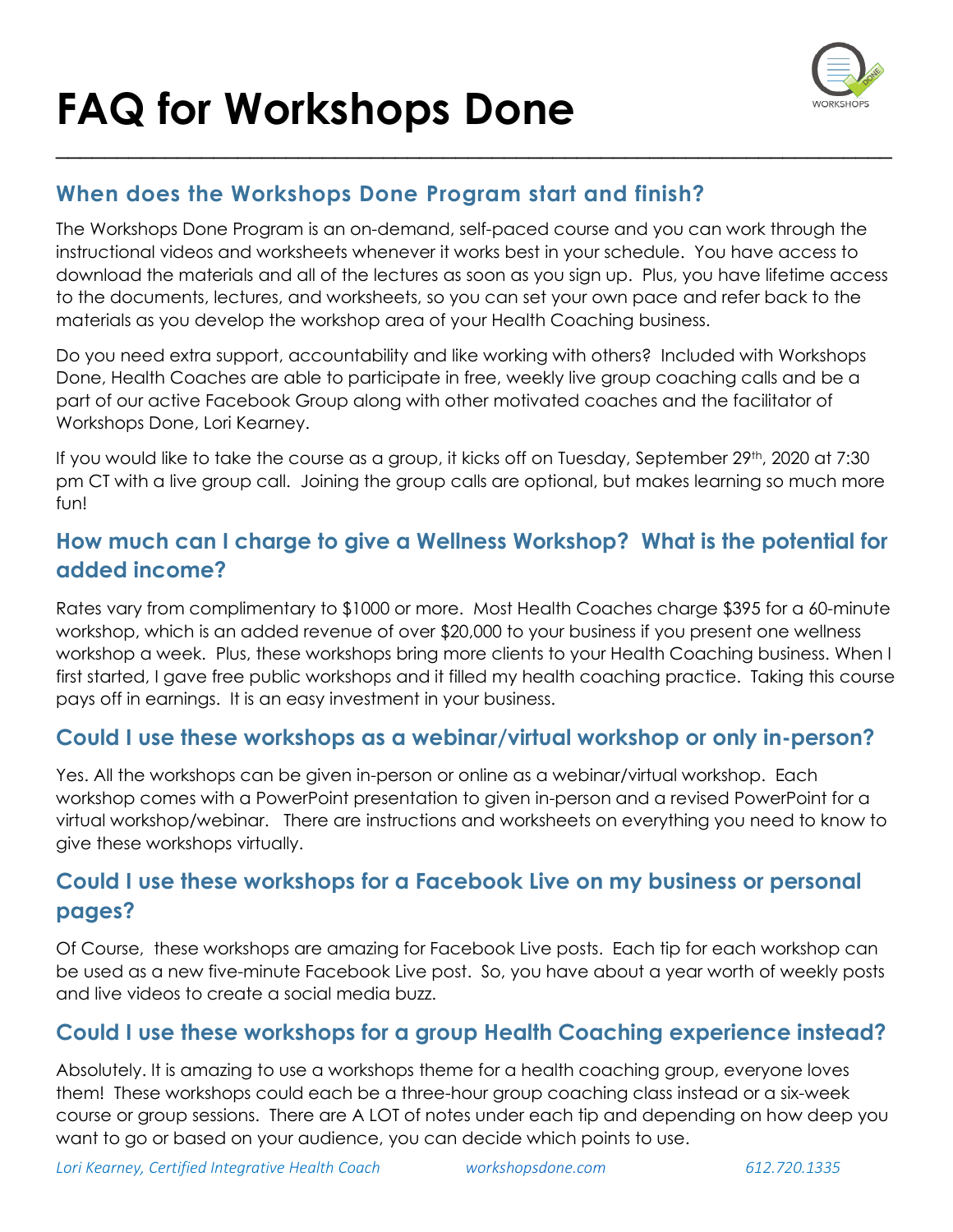# FAQ for Workshops Done

## When does the Workshops Done Program start and finish?

The Workshops Done Program is an on-demand, self-paced course and you can work through the instructional videos and worksheets whenever it works best in your schedule. You have access to download the materials and all of the lectures as soon as you sign up. Plus, you have lifetime access to the documents, lectures, and worksheets, so you can set your own pace and refer back to the materials as you develop the workshop area of your Health Coaching business.

Do you need extra support, accountability and like working with others? Included with Workshops Done, Health Coaches are able to participate in free, weekly live group coaching calls and be a part of our active Facebook Group along with other motivated coaches and the facilitator of Workshops Done, Lori Kearney.

If you would like to take the course as a group, it kicks off on Tuesday, September 29th, 2020 at 7:30 pm CT with a live group call. Joining the group calls are optional, but makes learning so much more fun!

## How much can I charge to give a Wellness Workshop? What is the potential for added income?

Rates vary from complimentary to $1000 or more. Most Health Coaches charge $395 for a 60-minute workshop, which is an added revenue of over $20,000 to your business if you present one wellness workshop a week. Plus, these workshops bring more clients to your Health Coaching business. When I first started, I gave free public workshops and it filled my health coaching practice. Taking this course pays off in earnings. It is an easy investment in your business.

## Could I use these workshops as a webinar/virtual workshop or only in-person?

Yes. All the workshops can be given in-person or online as a webinar/virtual workshop. Each workshop comes with a PowerPoint presentation to given in-person and a revised PowerPoint for a virtual workshop/webinar. There are instructions and worksheets on everything you need to know to give these workshops virtually.

## Could I use these workshops for a Facebook Live on my business or personal pages?

Of Course, these workshops are amazing for Facebook Live posts. Each tip for each workshop can be used as a new five-minute Facebook Live post. So, you have about a year worth of weekly posts and live videos to create a social media buzz.

## Could I use these workshops for a group Health Coaching experience instead?

Absolutely. It is amazing to use a workshops theme for a health coaching group, everyone loves them! These workshops could each be a three-hour group coaching class instead or a six-week course or group sessions. There are A LOT of notes under each tip and depending on how deep you want to go or based on your audience, you can decide which points to use.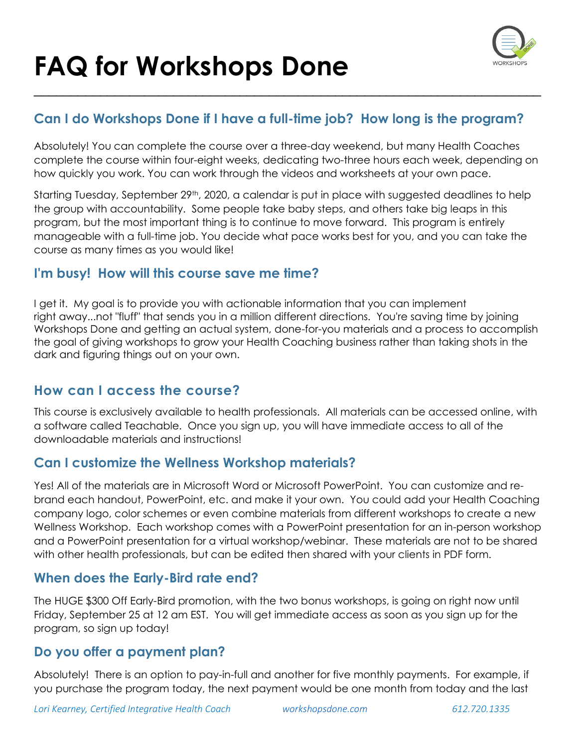# FAQ for Workshops Done

## Can I do Workshops Done if I have a full-time job? How long is the program?

Absolutely! You can complete the course over a three-day weekend, but many Health Coaches complete the course within four-eight weeks, dedicating two-three hours each week, depending on how quickly you work. You can work through the videos and worksheets at your own pace.

Starting Tuesday, September 29th, 2020, a calendar is put in place with suggested deadlines to help the group with accountability. Some people take baby steps, and others take big leaps in this program, but the most important thing is to continue to move forward. This program is entirely manageable with a full-time job. You decide what pace works best for you, and you can take the course as many times as you would like!

## I'm busy! How will this course save me time?

I get it. My goal is to provide you with actionable information that you can implement right away...not "fluff" that sends you in a million different directions. You're saving time by joining Workshops Done and getting an actual system, done-for-you materials and a process to accomplish the goal of giving workshops to grow your Health Coaching business rather than taking shots in the dark and figuring things out on your own.

## How can I access the course?

This course is exclusively available to health professionals. All materials can be accessed online, with a software called Teachable. Once you sign up, you will have immediate access to all of the downloadable materials and instructions!

## Can I customize the Wellness Workshop materials?

Yes! All of the materials are in Microsoft Word or Microsoft PowerPoint. You can customize and re-brand each handout, PowerPoint, etc. and make it your own. You could add your Health Coaching company logo, color schemes or even combine materials from different workshops to create a new Wellness Workshop. Each workshop comes with a PowerPoint presentation for an in-person workshop and a PowerPoint presentation for a virtual workshop/webinar. These materials are not to be shared with other health professionals, but can be edited then shared with your clients in PDF form.

## When does the Early-Bird rate end?

The HUGE $300 Off Early-Bird promotion, with the two bonus workshops, is going on right now until Friday, September 25 at 12 am EST. You will get immediate access as soon as you sign up for the program, so sign up today!

## Do you offer a payment plan?

Absolutely! There is an option to pay-in-full and another for five monthly payments. For example, if you purchase the program today, the next payment would be one month from today and the last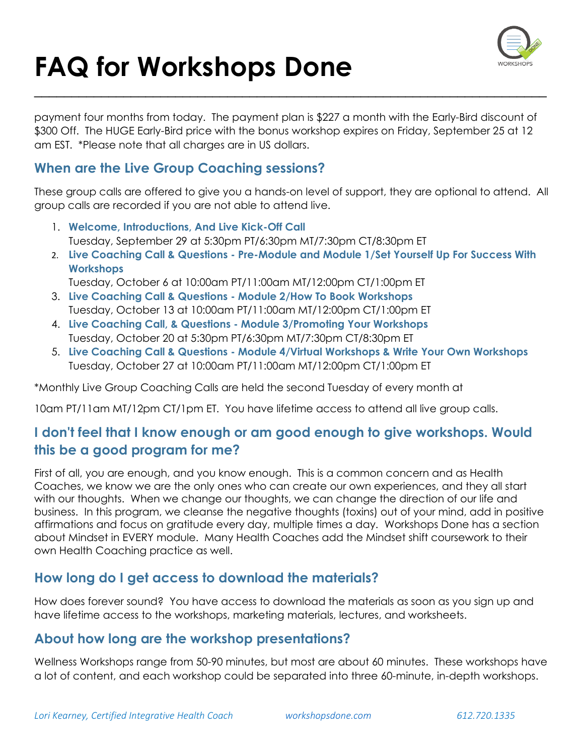payment four months from today. The payment plan is $227 a month with the Early-Bird discount of $300 Off. The HUGE Early-Bird price with the bonus workshop expires on Friday, September 25 at 12 am EST. *Please note that all charges are in US dollars.

## When are the Live Group Coaching sessions?

These group calls are offered to give you a hands-on level of support, they are optional to attend. All group calls are recorded if you are not able to attend live.

1. **Welcome, Introductions, And Live Kick-Off Call**
   Tuesday, September 29 at 5:30pm PT/6:30pm MT/7:30pm CT/8:30pm ET
2. **Live Coaching Call & Questions - Pre-Module and Module 1/Set Yourself Up For Success With Workshops**
   Tuesday, October 6 at 10:00am PT/11:00am MT/12:00pm CT/1:00pm ET
3. **Live Coaching Call & Questions - Module 2/How To Book Workshops**
   Tuesday, October 13 at 10:00am PT/11:00am MT/12:00pm CT/1:00pm ET
4. **Live Coaching Call, & Questions - Module 3/Promoting Your Workshops**
   Tuesday, October 20 at 5:30pm PT/6:30pm MT/7:30pm CT/8:30pm ET
5. **Live Coaching Call & Questions - Module 4/Virtual Workshops & Write Your Own Workshops**
   Tuesday, October 27 at 10:00am PT/11:00am MT/12:00pm CT/1:00pm ET

*Monthly Live Group Coaching Calls are held the second Tuesday of every month at

10am PT/11am MT/12pm CT/1pm ET. You have lifetime access to attend all live group calls.

## I don't feel that I know enough or am good enough to give workshops. Would this be a good program for me?

First of all, you are enough, and you know enough. This is a common concern and as Health Coaches, we know we are the only ones who can create our own experiences, and they all start with our thoughts. When we change our thoughts, we can change the direction of our life and business. In this program, we cleanse the negative thoughts (toxins) out of your mind, add in positive affirmations and focus on gratitude every day, multiple times a day. Workshops Done has a section about Mindset in EVERY module. Many Health Coaches add the Mindset shift coursework to their own Health Coaching practice as well.

## How long do I get access to download the materials?

How does forever sound? You have access to download the materials as soon as you sign up and have lifetime access to the workshops, marketing materials, lectures, and worksheets.

## About how long are the workshop presentations?

Wellness Workshops range from 50-90 minutes, but most are about 60 minutes. These workshops have a lot of content, and each workshop could be separated into three 60-minute, in-depth workshops.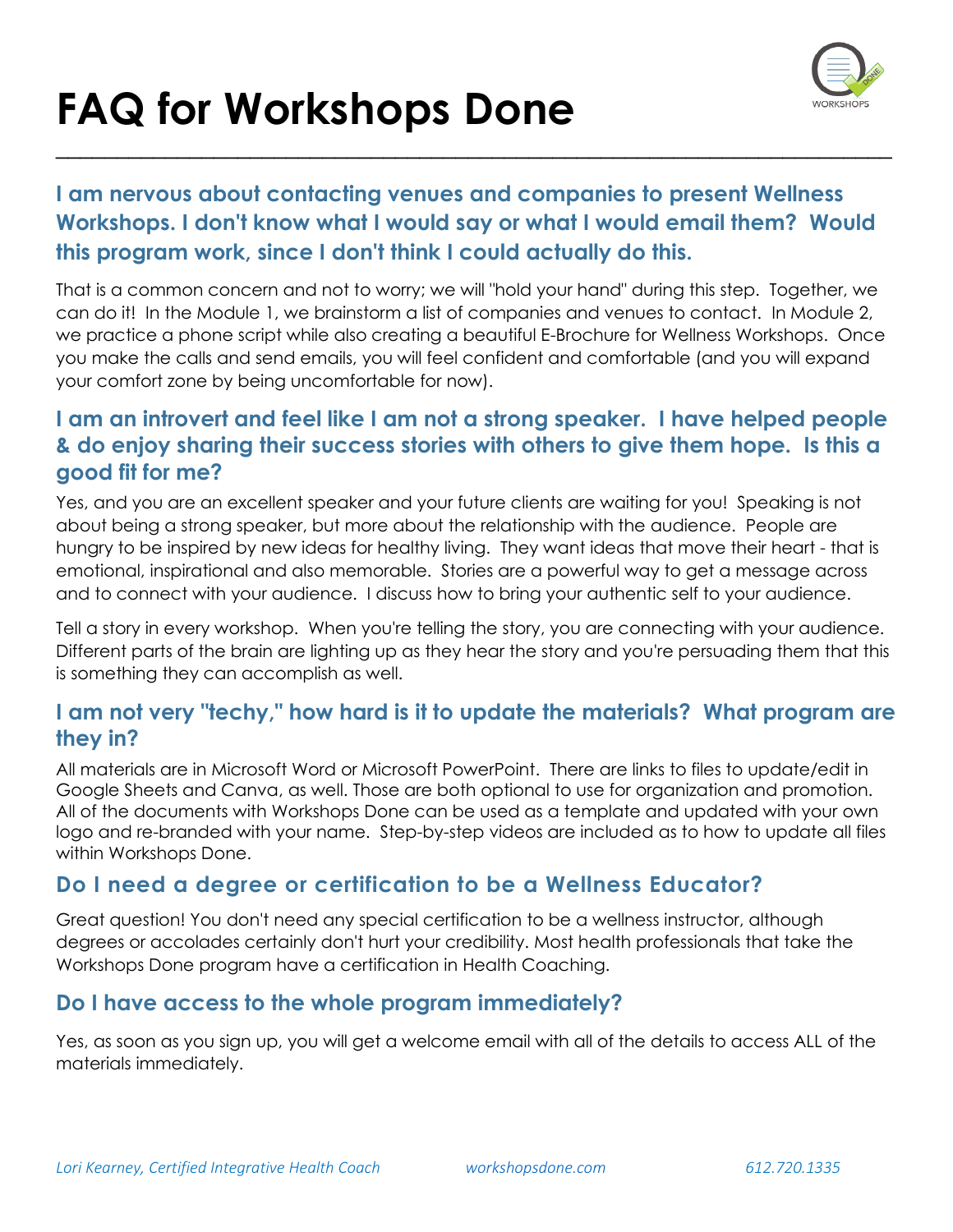# FAQ for Workshops Done

### I am nervous about contacting venues and companies to present Wellness Workshops. I don't know what I would say or what I would email them? Would this program work, since I don't think I could actually do this.

That is a common concern and not to worry; we will "hold your hand" during this step. Together, we can do it! In the Module 1, we brainstorm a list of companies and venues to contact. In Module 2, we practice a phone script while also creating a beautiful E-Brochure for Wellness Workshops. Once you make the calls and send emails, you will feel confident and comfortable (and you will expand your comfort zone by being uncomfortable for now).

### I am an introvert and feel like I am not a strong speaker. I have helped people & do enjoy sharing their success stories with others to give them hope. Is this a good fit for me?

Yes, and you are an excellent speaker and your future clients are waiting for you! Speaking is not about being a strong speaker, but more about the relationship with the audience. People are hungry to be inspired by new ideas for healthy living. They want ideas that move their heart - that is emotional, inspirational and also memorable. Stories are a powerful way to get a message across and to connect with your audience. I discuss how to bring your authentic self to your audience.

Tell a story in every workshop. When you're telling the story, you are connecting with your audience. Different parts of the brain are lighting up as they hear the story and you're persuading them that this is something they can accomplish as well.

### I am not very "techy," how hard is it to update the materials? What program are they in?

All materials are in Microsoft Word or Microsoft PowerPoint. There are links to files to update/edit in Google Sheets and Canva, as well. Those are both optional to use for organization and promotion. All of the documents with Workshops Done can be used as a template and updated with your own logo and re-branded with your name. Step-by-step videos are included as to how to update all files within Workshops Done.

### Do I need a degree or certification to be a Wellness Educator?

Great question! You don't need any special certification to be a wellness instructor, although degrees or accolades certainly don't hurt your credibility. Most health professionals that take the Workshops Done program have a certification in Health Coaching.

### Do I have access to the whole program immediately?

Yes, as soon as you sign up, you will get a welcome email with all of the details to access ALL of the materials immediately.

*Lori Kearney, Certified Integrative Health Coach* *workshopsdone.com* *612.720.1335*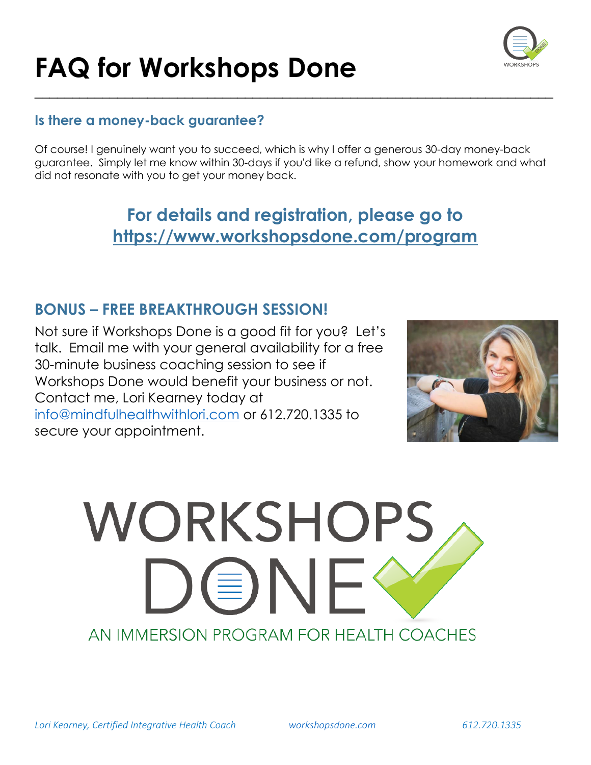# FAQ for Workshops Done

### Is there a money-back guarantee?

Of course! I genuinely want you to succeed, which is why I offer a generous 30-day money-back guarantee. Simply let me know within 30-days if you'd like a refund, show your homework and what did not resonate with you to get your money back.

## For details and registration, please go to [https://www.workshopsdone.com/program](https://www.workshopsdone.com/program)

## BONUS – FREE BREAKTHROUGH SESSION!

Not sure if Workshops Done is a good fit for you? Let's talk. Email me with your general availability for a free 30-minute business coaching session to see if Workshops Done would benefit your business or not. Contact me, Lori Kearney today at info@mindfulhealthwithlori.com or 612.720.1335 to secure your appointment.

WORKSHOPS DONE

AN IMMERSION PROGRAM FOR HEALTH COACHES